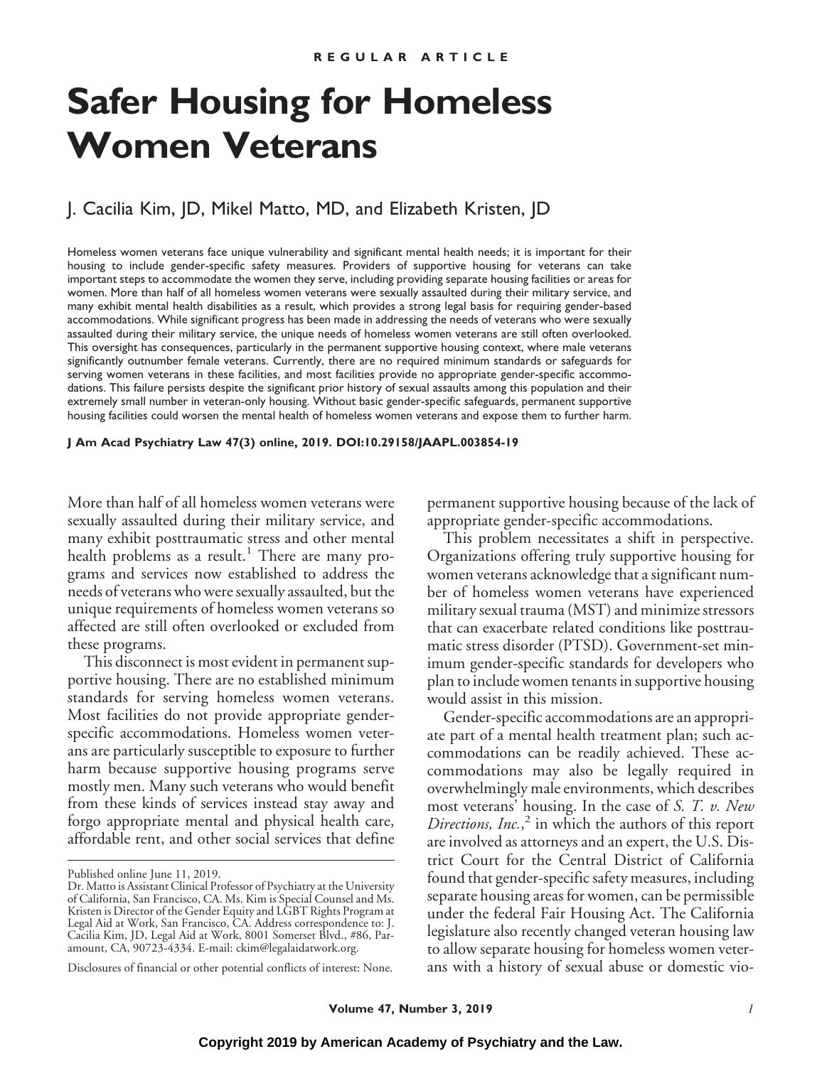REGULAR ARTICLE

# Safer Housing for Homeless Women Veterans

J. Cacilia Kim, JD, Mikel Matto, MD, and Elizabeth Kristen, JD

Homeless women veterans face unique vulnerability and significant mental health needs; it is important for their housing to include gender-specific safety measures. Providers of supportive housing for veterans can take important steps to accommodate the women they serve, including providing separate housing facilities or areas for women. More than half of all homeless women veterans were sexually assaulted during their military service, and many exhibit mental health disabilities as a result, which provides a strong legal basis for requiring gender-based accommodations. While significant progress has been made in addressing the needs of veterans who were sexually assaulted during their military service, the unique needs of homeless women veterans are still often overlooked. This oversight has consequences, particularly in the permanent supportive housing context, where male veterans significantly outnumber female veterans. Currently, there are no required minimum standards or safeguards for serving women veterans in these facilities, and most facilities provide no appropriate gender-specific accommodations. This failure persists despite the significant prior history of sexual assaults among this population and their extremely small number in veteran-only housing. Without basic gender-specific safeguards, permanent supportive housing facilities could worsen the mental health of homeless women veterans and expose them to further harm.

**J Am Acad Psychiatry Law 47(3) online, 2019. DOI:10.29158/JAAPL.003854-19**

More than half of all homeless women veterans were sexually assaulted during their military service, and many exhibit posttraumatic stress and other mental health problems as a result.[1] There are many programs and services now established to address the needs of veterans who were sexually assaulted, but the unique requirements of homeless women veterans so affected are still often overlooked or excluded from these programs.

This disconnect is most evident in permanent supportive housing. There are no established minimum standards for serving homeless women veterans. Most facilities do not provide appropriate gender-specific accommodations. Homeless women veterans are particularly susceptible to exposure to further harm because supportive housing programs serve mostly men. Many such veterans who would benefit from these kinds of services instead stay away and forgo appropriate mental and physical health care, affordable rent, and other social services that define permanent supportive housing because of the lack of appropriate gender-specific accommodations.

This problem necessitates a shift in perspective. Organizations offering truly supportive housing for women veterans acknowledge that a significant number of homeless women veterans have experienced military sexual trauma (MST) and minimize stressors that can exacerbate related conditions like posttraumatic stress disorder (PTSD). Government-set minimum gender-specific standards for developers who plan to include women tenants in supportive housing would assist in this mission.

Gender-specific accommodations are an appropriate part of a mental health treatment plan; such accommodations can be readily achieved. These accommodations may also be legally required in overwhelmingly male environments, which describes most veterans' housing. In the case of *S. T. v. New Directions, Inc.*,[2] in which the authors of this report are involved as attorneys and an expert, the U.S. District Court for the Central District of California found that gender-specific safety measures, including separate housing areas for women, can be permissible under the federal Fair Housing Act. The California legislature also recently changed veteran housing law to allow separate housing for homeless women veterans with a history of sexual abuse or domestic vio-

Published online June 11, 2019.

Dr. Matto is Assistant Clinical Professor of Psychiatry at the University of California, San Francisco, CA. Ms. Kim is Special Counsel and Ms. Kristen is Director of the Gender Equity and LGBT Rights Program at Legal Aid at Work, San Francisco, CA. Address correspondence to: J. Cacilia Kim, JD, Legal Aid at Work, 8001 Somerset Blvd., #86, Paramount, CA, 90723-4334. E-mail: ckim@legalaidatwork.org.

Disclosures of financial or other potential conflicts of interest: None.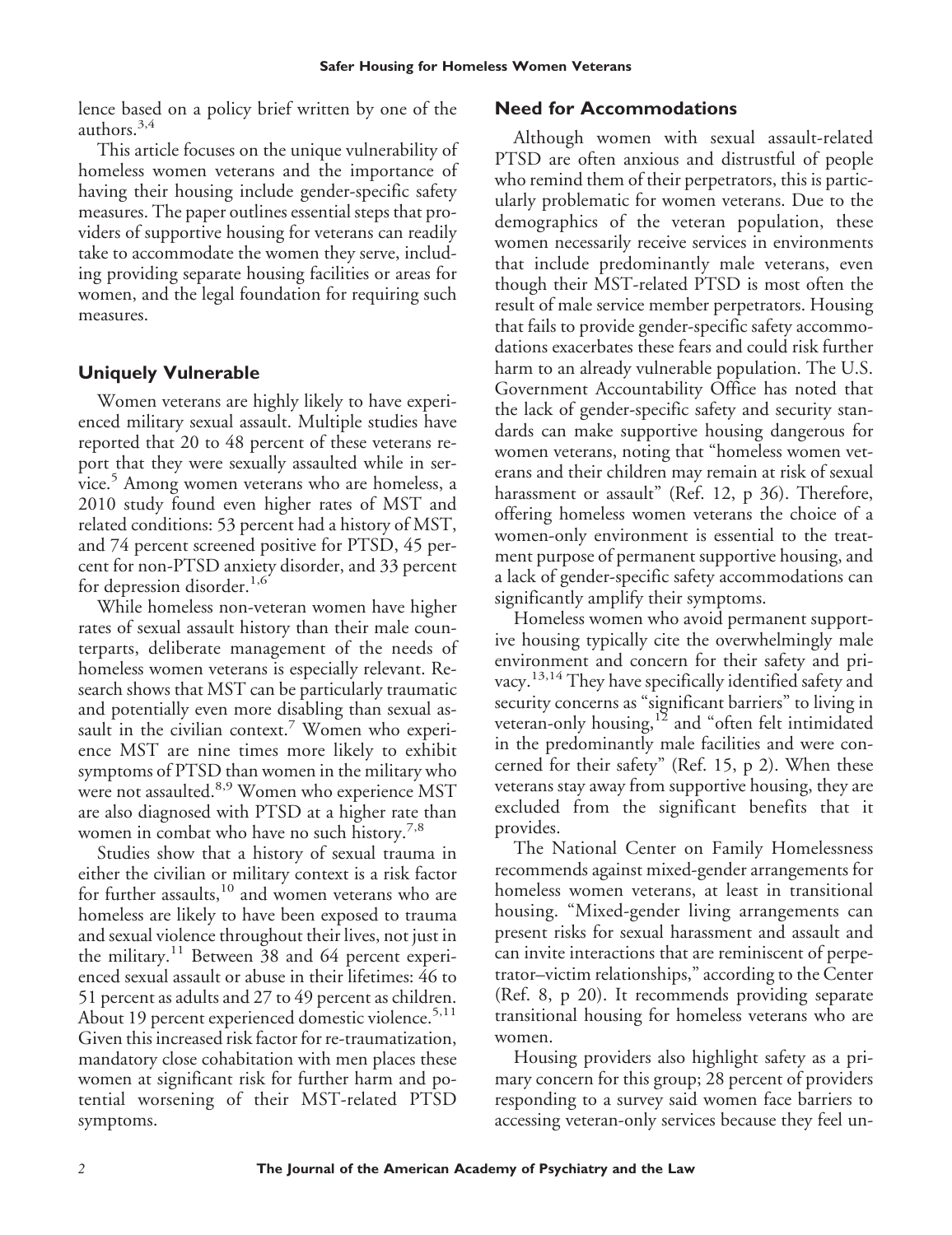lence based on a policy brief written by one of the authors.[3,4]

This article focuses on the unique vulnerability of homeless women veterans and the importance of having their housing include gender-specific safety measures. The paper outlines essential steps that providers of supportive housing for veterans can readily take to accommodate the women they serve, including providing separate housing facilities or areas for women, and the legal foundation for requiring such measures.

## Uniquely Vulnerable

Women veterans are highly likely to have experienced military sexual assault. Multiple studies have reported that 20 to 48 percent of these veterans report that they were sexually assaulted while in service.[5] Among women veterans who are homeless, a 2010 study found even higher rates of MST and related conditions: 53 percent had a history of MST, and 74 percent screened positive for PTSD, 45 percent for non-PTSD anxiety disorder, and 33 percent for depression disorder.[1,6]

While homeless non-veteran women have higher rates of sexual assault history than their male counterparts, deliberate management of the needs of homeless women veterans is especially relevant. Research shows that MST can be particularly traumatic and potentially even more disabling than sexual assault in the civilian context.[7] Women who experience MST are nine times more likely to exhibit symptoms of PTSD than women in the military who were not assaulted.[8,9] Women who experience MST are also diagnosed with PTSD at a higher rate than women in combat who have no such history.[7,8]

Studies show that a history of sexual trauma in either the civilian or military context is a risk factor for further assaults,[10] and women veterans who are homeless are likely to have been exposed to trauma and sexual violence throughout their lives, not just in the military.[11] Between 38 and 64 percent experienced sexual assault or abuse in their lifetimes: 46 to 51 percent as adults and 27 to 49 percent as children. About 19 percent experienced domestic violence.[5,11] Given this increased risk factor for re-traumatization, mandatory close cohabitation with men places these women at significant risk for further harm and potential worsening of their MST-related PTSD symptoms.

## Need for Accommodations

Although women with sexual assault-related PTSD are often anxious and distrustful of people who remind them of their perpetrators, this is particularly problematic for women veterans. Due to the demographics of the veteran population, these women necessarily receive services in environments that include predominantly male veterans, even though their MST-related PTSD is most often the result of male service member perpetrators. Housing that fails to provide gender-specific safety accommodations exacerbates these fears and could risk further harm to an already vulnerable population. The U.S. Government Accountability Office has noted that the lack of gender-specific safety and security standards can make supportive housing dangerous for women veterans, noting that "homeless women veterans and their children may remain at risk of sexual harassment or assault" (Ref. 12, p 36). Therefore, offering homeless women veterans the choice of a women-only environment is essential to the treatment purpose of permanent supportive housing, and a lack of gender-specific safety accommodations can significantly amplify their symptoms.

Homeless women who avoid permanent supportive housing typically cite the overwhelmingly male environment and concern for their safety and privacy.[13,14] They have specifically identified safety and security concerns as "significant barriers" to living in veteran-only housing,[12] and "often felt intimidated in the predominantly male facilities and were concerned for their safety" (Ref. 15, p 2). When these veterans stay away from supportive housing, they are excluded from the significant benefits that it provides.

The National Center on Family Homelessness recommends against mixed-gender arrangements for homeless women veterans, at least in transitional housing. "Mixed-gender living arrangements can present risks for sexual harassment and assault and can invite interactions that are reminiscent of perpetrator–victim relationships," according to the Center (Ref. 8, p 20). It recommends providing separate transitional housing for homeless veterans who are women.

Housing providers also highlight safety as a primary concern for this group; 28 percent of providers responding to a survey said women face barriers to accessing veteran-only services because they feel un-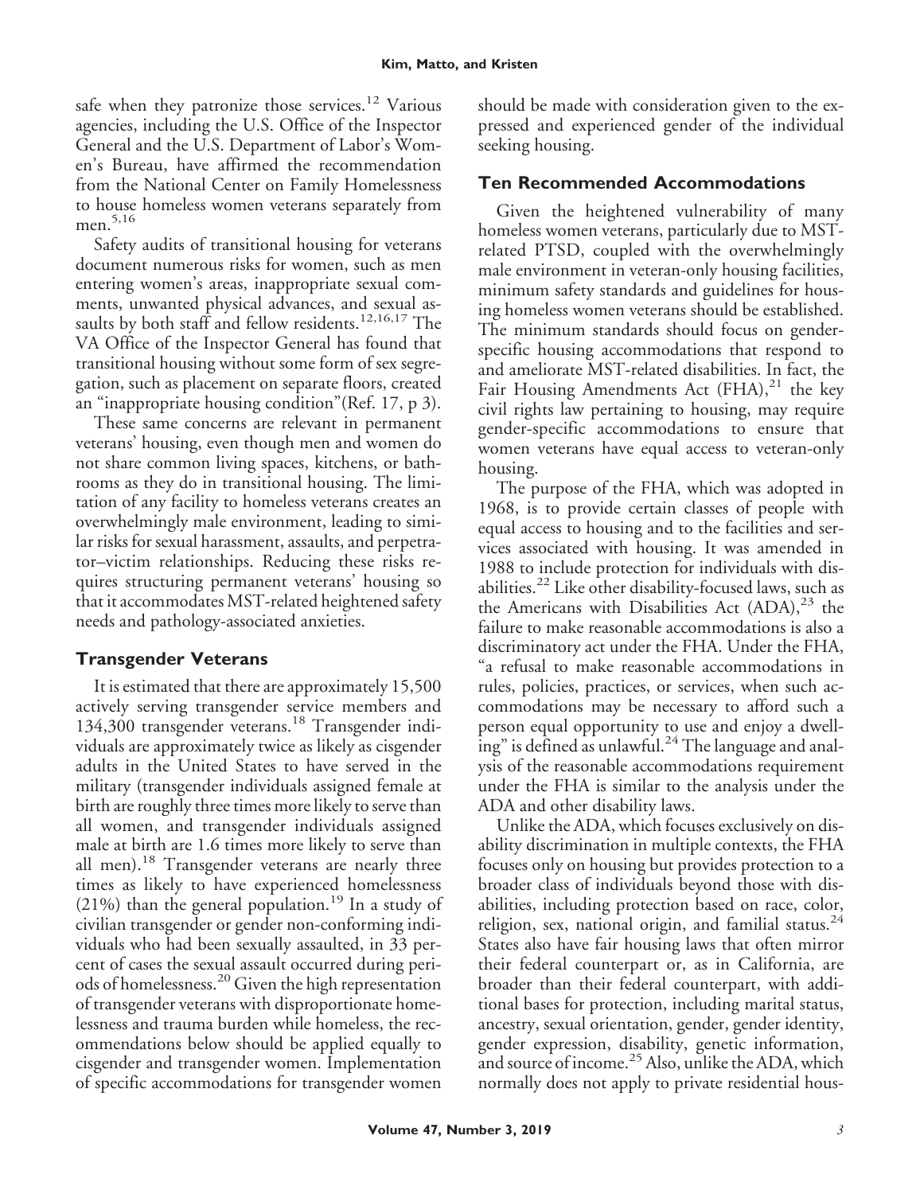safe when they patronize those services.[12] Various agencies, including the U.S. Office of the Inspector General and the U.S. Department of Labor's Women's Bureau, have affirmed the recommendation from the National Center on Family Homelessness to house homeless women veterans separately from men.[5,16]

Safety audits of transitional housing for veterans document numerous risks for women, such as men entering women's areas, inappropriate sexual comments, unwanted physical advances, and sexual assaults by both staff and fellow residents.[12,16,17] The VA Office of the Inspector General has found that transitional housing without some form of sex segregation, such as placement on separate floors, created an "inappropriate housing condition"(Ref. 17, p 3).

These same concerns are relevant in permanent veterans' housing, even though men and women do not share common living spaces, kitchens, or bathrooms as they do in transitional housing. The limitation of any facility to homeless veterans creates an overwhelmingly male environment, leading to similar risks for sexual harassment, assaults, and perpetrator–victim relationships. Reducing these risks requires structuring permanent veterans' housing so that it accommodates MST-related heightened safety needs and pathology-associated anxieties.

## Transgender Veterans

It is estimated that there are approximately 15,500 actively serving transgender service members and 134,300 transgender veterans.[18] Transgender individuals are approximately twice as likely as cisgender adults in the United States to have served in the military (transgender individuals assigned female at birth are roughly three times more likely to serve than all women, and transgender individuals assigned male at birth are 1.6 times more likely to serve than all men).[18] Transgender veterans are nearly three times as likely to have experienced homelessness (21%) than the general population.[19] In a study of civilian transgender or gender non-conforming individuals who had been sexually assaulted, in 33 percent of cases the sexual assault occurred during periods of homelessness.[20] Given the high representation of transgender veterans with disproportionate homelessness and trauma burden while homeless, the recommendations below should be applied equally to cisgender and transgender women. Implementation of specific accommodations for transgender women should be made with consideration given to the expressed and experienced gender of the individual seeking housing.

## Ten Recommended Accommodations

Given the heightened vulnerability of many homeless women veterans, particularly due to MST-related PTSD, coupled with the overwhelmingly male environment in veteran-only housing facilities, minimum safety standards and guidelines for housing homeless women veterans should be established. The minimum standards should focus on gender-specific housing accommodations that respond to and ameliorate MST-related disabilities. In fact, the Fair Housing Amendments Act (FHA),[21] the key civil rights law pertaining to housing, may require gender-specific accommodations to ensure that women veterans have equal access to veteran-only housing.

The purpose of the FHA, which was adopted in 1968, is to provide certain classes of people with equal access to housing and to the facilities and services associated with housing. It was amended in 1988 to include protection for individuals with disabilities.[22] Like other disability-focused laws, such as the Americans with Disabilities Act (ADA),[23] the failure to make reasonable accommodations is also a discriminatory act under the FHA. Under the FHA, "a refusal to make reasonable accommodations in rules, policies, practices, or services, when such accommodations may be necessary to afford such a person equal opportunity to use and enjoy a dwelling" is defined as unlawful.[24] The language and analysis of the reasonable accommodations requirement under the FHA is similar to the analysis under the ADA and other disability laws.

Unlike the ADA, which focuses exclusively on disability discrimination in multiple contexts, the FHA focuses only on housing but provides protection to a broader class of individuals beyond those with disabilities, including protection based on race, color, religion, sex, national origin, and familial status.[24] States also have fair housing laws that often mirror their federal counterpart or, as in California, are broader than their federal counterpart, with additional bases for protection, including marital status, ancestry, sexual orientation, gender, gender identity, gender expression, disability, genetic information, and source of income.[25] Also, unlike the ADA, which normally does not apply to private residential hous-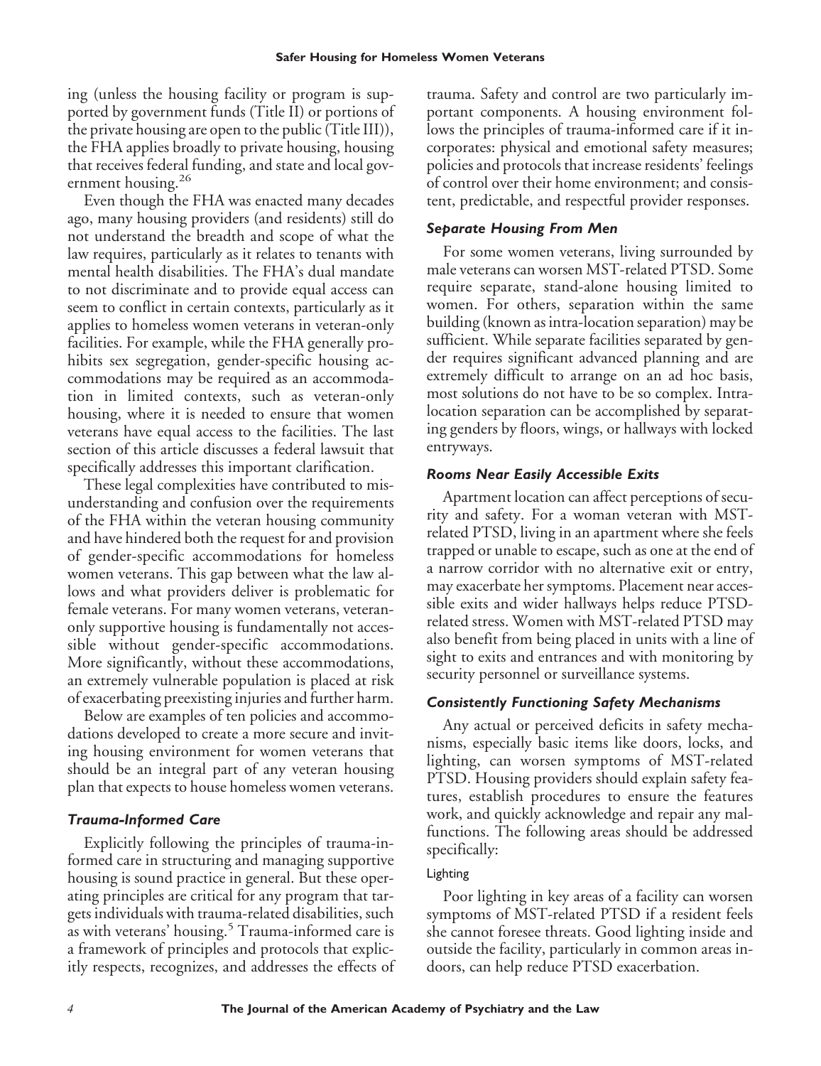ing (unless the housing facility or program is supported by government funds (Title II) or portions of the private housing are open to the public (Title III)), the FHA applies broadly to private housing, housing that receives federal funding, and state and local government housing.[26]

Even though the FHA was enacted many decades ago, many housing providers (and residents) still do not understand the breadth and scope of what the law requires, particularly as it relates to tenants with mental health disabilities. The FHA's dual mandate to not discriminate and to provide equal access can seem to conflict in certain contexts, particularly as it applies to homeless women veterans in veteran-only facilities. For example, while the FHA generally prohibits sex segregation, gender-specific housing accommodations may be required as an accommodation in limited contexts, such as veteran-only housing, where it is needed to ensure that women veterans have equal access to the facilities. The last section of this article discusses a federal lawsuit that specifically addresses this important clarification.

These legal complexities have contributed to misunderstanding and confusion over the requirements of the FHA within the veteran housing community and have hindered both the request for and provision of gender-specific accommodations for homeless women veterans. This gap between what the law allows and what providers deliver is problematic for female veterans. For many women veterans, veteran-only supportive housing is fundamentally not accessible without gender-specific accommodations. More significantly, without these accommodations, an extremely vulnerable population is placed at risk of exacerbating preexisting injuries and further harm.

Below are examples of ten policies and accommodations developed to create a more secure and inviting housing environment for women veterans that should be an integral part of any veteran housing plan that expects to house homeless women veterans.

### *Trauma-Informed Care*

Explicitly following the principles of trauma-informed care in structuring and managing supportive housing is sound practice in general. But these operating principles are critical for any program that targets individuals with trauma-related disabilities, such as with veterans' housing.[5] Trauma-informed care is a framework of principles and protocols that explicitly respects, recognizes, and addresses the effects of trauma. Safety and control are two particularly important components. A housing environment follows the principles of trauma-informed care if it incorporates: physical and emotional safety measures; policies and protocols that increase residents' feelings of control over their home environment; and consistent, predictable, and respectful provider responses.

### *Separate Housing From Men*

For some women veterans, living surrounded by male veterans can worsen MST-related PTSD. Some require separate, stand-alone housing limited to women. For others, separation within the same building (known as intra-location separation) may be sufficient. While separate facilities separated by gender requires significant advanced planning and are extremely difficult to arrange on an ad hoc basis, most solutions do not have to be so complex. Intra-location separation can be accomplished by separating genders by floors, wings, or hallways with locked entryways.

### *Rooms Near Easily Accessible Exits*

Apartment location can affect perceptions of security and safety. For a woman veteran with MST-related PTSD, living in an apartment where she feels trapped or unable to escape, such as one at the end of a narrow corridor with no alternative exit or entry, may exacerbate her symptoms. Placement near accessible exits and wider hallways helps reduce PTSD-related stress. Women with MST-related PTSD may also benefit from being placed in units with a line of sight to exits and entrances and with monitoring by security personnel or surveillance systems.

### *Consistently Functioning Safety Mechanisms*

Any actual or perceived deficits in safety mechanisms, especially basic items like doors, locks, and lighting, can worsen symptoms of MST-related PTSD. Housing providers should explain safety features, establish procedures to ensure the features work, and quickly acknowledge and repair any malfunctions. The following areas should be addressed specifically:

#### Lighting

Poor lighting in key areas of a facility can worsen symptoms of MST-related PTSD if a resident feels she cannot foresee threats. Good lighting inside and outside the facility, particularly in common areas indoors, can help reduce PTSD exacerbation.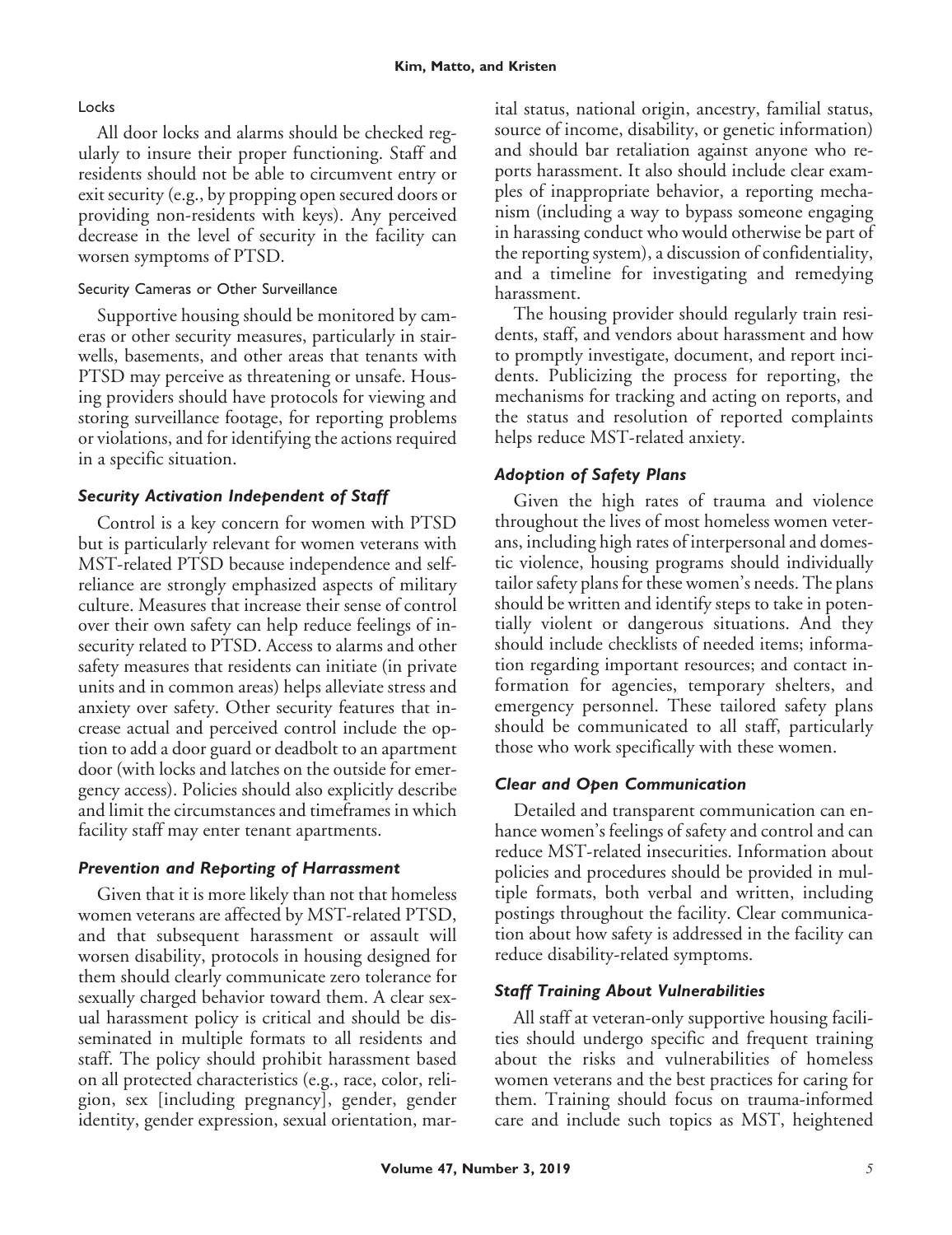#### Locks

All door locks and alarms should be checked regularly to insure their proper functioning. Staff and residents should not be able to circumvent entry or exit security (e.g., by propping open secured doors or providing non-residents with keys). Any perceived decrease in the level of security in the facility can worsen symptoms of PTSD.

#### Security Cameras or Other Surveillance

Supportive housing should be monitored by cameras or other security measures, particularly in stairwells, basements, and other areas that tenants with PTSD may perceive as threatening or unsafe. Housing providers should have protocols for viewing and storing surveillance footage, for reporting problems or violations, and for identifying the actions required in a specific situation.

### *Security Activation Independent of Staff*

Control is a key concern for women with PTSD but is particularly relevant for women veterans with MST-related PTSD because independence and self-reliance are strongly emphasized aspects of military culture. Measures that increase their sense of control over their own safety can help reduce feelings of insecurity related to PTSD. Access to alarms and other safety measures that residents can initiate (in private units and in common areas) helps alleviate stress and anxiety over safety. Other security features that increase actual and perceived control include the option to add a door guard or deadbolt to an apartment door (with locks and latches on the outside for emergency access). Policies should also explicitly describe and limit the circumstances and timeframes in which facility staff may enter tenant apartments.

### *Prevention and Reporting of Harrassment*

Given that it is more likely than not that homeless women veterans are affected by MST-related PTSD, and that subsequent harassment or assault will worsen disability, protocols in housing designed for them should clearly communicate zero tolerance for sexually charged behavior toward them. A clear sexual harassment policy is critical and should be disseminated in multiple formats to all residents and staff. The policy should prohibit harassment based on all protected characteristics (e.g., race, color, religion, sex [including pregnancy], gender, gender identity, gender expression, sexual orientation, marital status, national origin, ancestry, familial status, source of income, disability, or genetic information) and should bar retaliation against anyone who reports harassment. It also should include clear examples of inappropriate behavior, a reporting mechanism (including a way to bypass someone engaging in harassing conduct who would otherwise be part of the reporting system), a discussion of confidentiality, and a timeline for investigating and remedying harassment.

The housing provider should regularly train residents, staff, and vendors about harassment and how to promptly investigate, document, and report incidents. Publicizing the process for reporting, the mechanisms for tracking and acting on reports, and the status and resolution of reported complaints helps reduce MST-related anxiety.

### *Adoption of Safety Plans*

Given the high rates of trauma and violence throughout the lives of most homeless women veterans, including high rates of interpersonal and domestic violence, housing programs should individually tailor safety plans for these women's needs. The plans should be written and identify steps to take in potentially violent or dangerous situations. And they should include checklists of needed items; information regarding important resources; and contact information for agencies, temporary shelters, and emergency personnel. These tailored safety plans should be communicated to all staff, particularly those who work specifically with these women.

### *Clear and Open Communication*

Detailed and transparent communication can enhance women's feelings of safety and control and can reduce MST-related insecurities. Information about policies and procedures should be provided in multiple formats, both verbal and written, including postings throughout the facility. Clear communication about how safety is addressed in the facility can reduce disability-related symptoms.

### *Staff Training About Vulnerabilities*

All staff at veteran-only supportive housing facilities should undergo specific and frequent training about the risks and vulnerabilities of homeless women veterans and the best practices for caring for them. Training should focus on trauma-informed care and include such topics as MST, heightened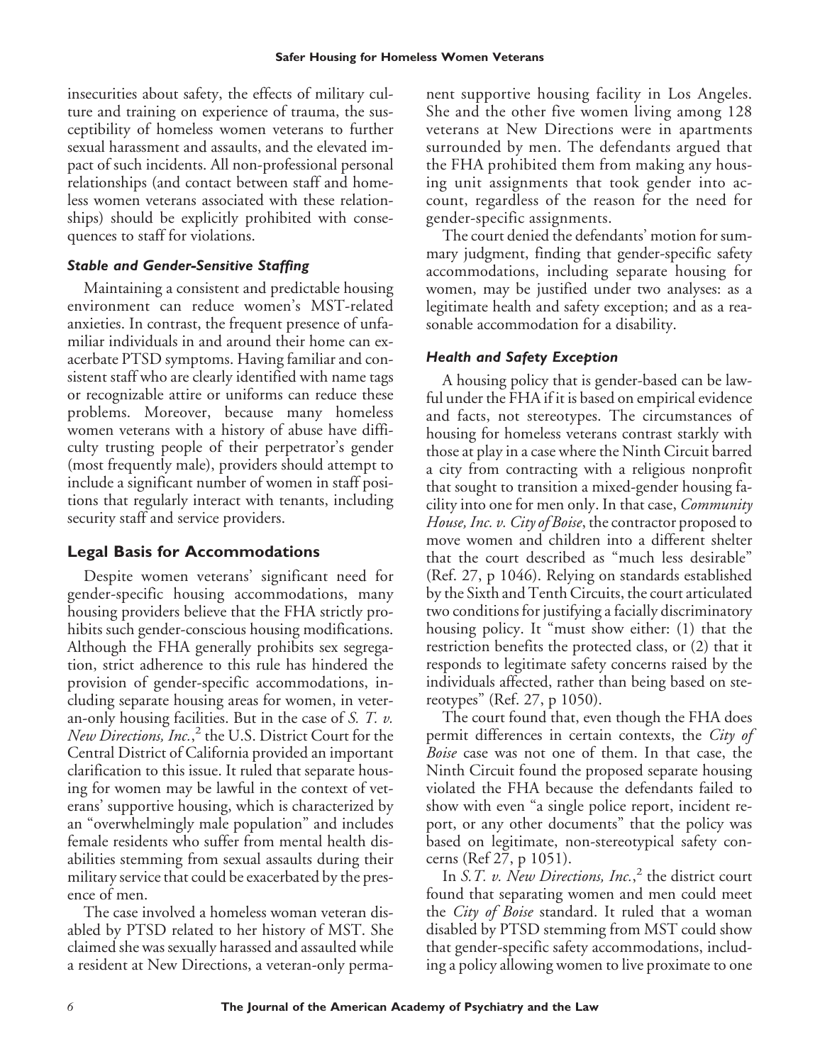insecurities about safety, the effects of military culture and training on experience of trauma, the susceptibility of homeless women veterans to further sexual harassment and assaults, and the elevated impact of such incidents. All non-professional personal relationships (and contact between staff and homeless women veterans associated with these relationships) should be explicitly prohibited with consequences to staff for violations.

### *Stable and Gender-Sensitive Staffing*

Maintaining a consistent and predictable housing environment can reduce women's MST-related anxieties. In contrast, the frequent presence of unfamiliar individuals in and around their home can exacerbate PTSD symptoms. Having familiar and consistent staff who are clearly identified with name tags or recognizable attire or uniforms can reduce these problems. Moreover, because many homeless women veterans with a history of abuse have difficulty trusting people of their perpetrator's gender (most frequently male), providers should attempt to include a significant number of women in staff positions that regularly interact with tenants, including security staff and service providers.

## Legal Basis for Accommodations

Despite women veterans' significant need for gender-specific housing accommodations, many housing providers believe that the FHA strictly prohibits such gender-conscious housing modifications. Although the FHA generally prohibits sex segregation, strict adherence to this rule has hindered the provision of gender-specific accommodations, including separate housing areas for women, in veteran-only housing facilities. But in the case of *S. T. v. New Directions, Inc.*,[2] the U.S. District Court for the Central District of California provided an important clarification to this issue. It ruled that separate housing for women may be lawful in the context of veterans' supportive housing, which is characterized by an "overwhelmingly male population" and includes female residents who suffer from mental health disabilities stemming from sexual assaults during their military service that could be exacerbated by the presence of men.

The case involved a homeless woman veteran disabled by PTSD related to her history of MST. She claimed she was sexually harassed and assaulted while a resident at New Directions, a veteran-only permanent supportive housing facility in Los Angeles. She and the other five women living among 128 veterans at New Directions were in apartments surrounded by men. The defendants argued that the FHA prohibited them from making any housing unit assignments that took gender into account, regardless of the reason for the need for gender-specific assignments.

The court denied the defendants' motion for summary judgment, finding that gender-specific safety accommodations, including separate housing for women, may be justified under two analyses: as a legitimate health and safety exception; and as a reasonable accommodation for a disability.

### *Health and Safety Exception*

A housing policy that is gender-based can be lawful under the FHA if it is based on empirical evidence and facts, not stereotypes. The circumstances of housing for homeless veterans contrast starkly with those at play in a case where the Ninth Circuit barred a city from contracting with a religious nonprofit that sought to transition a mixed-gender housing facility into one for men only. In that case, *Community House, Inc. v. City of Boise*, the contractor proposed to move women and children into a different shelter that the court described as "much less desirable" (Ref. 27, p 1046). Relying on standards established by the Sixth and Tenth Circuits, the court articulated two conditions for justifying a facially discriminatory housing policy. It "must show either: (1) that the restriction benefits the protected class, or (2) that it responds to legitimate safety concerns raised by the individuals affected, rather than being based on stereotypes" (Ref. 27, p 1050).

The court found that, even though the FHA does permit differences in certain contexts, the *City of Boise* case was not one of them. In that case, the Ninth Circuit found the proposed separate housing violated the FHA because the defendants failed to show with even "a single police report, incident report, or any other documents" that the policy was based on legitimate, non-stereotypical safety concerns (Ref 27, p 1051).

In *S.T. v. New Directions, Inc.*,[2] the district court found that separating women and men could meet the *City of Boise* standard. It ruled that a woman disabled by PTSD stemming from MST could show that gender-specific safety accommodations, including a policy allowing women to live proximate to one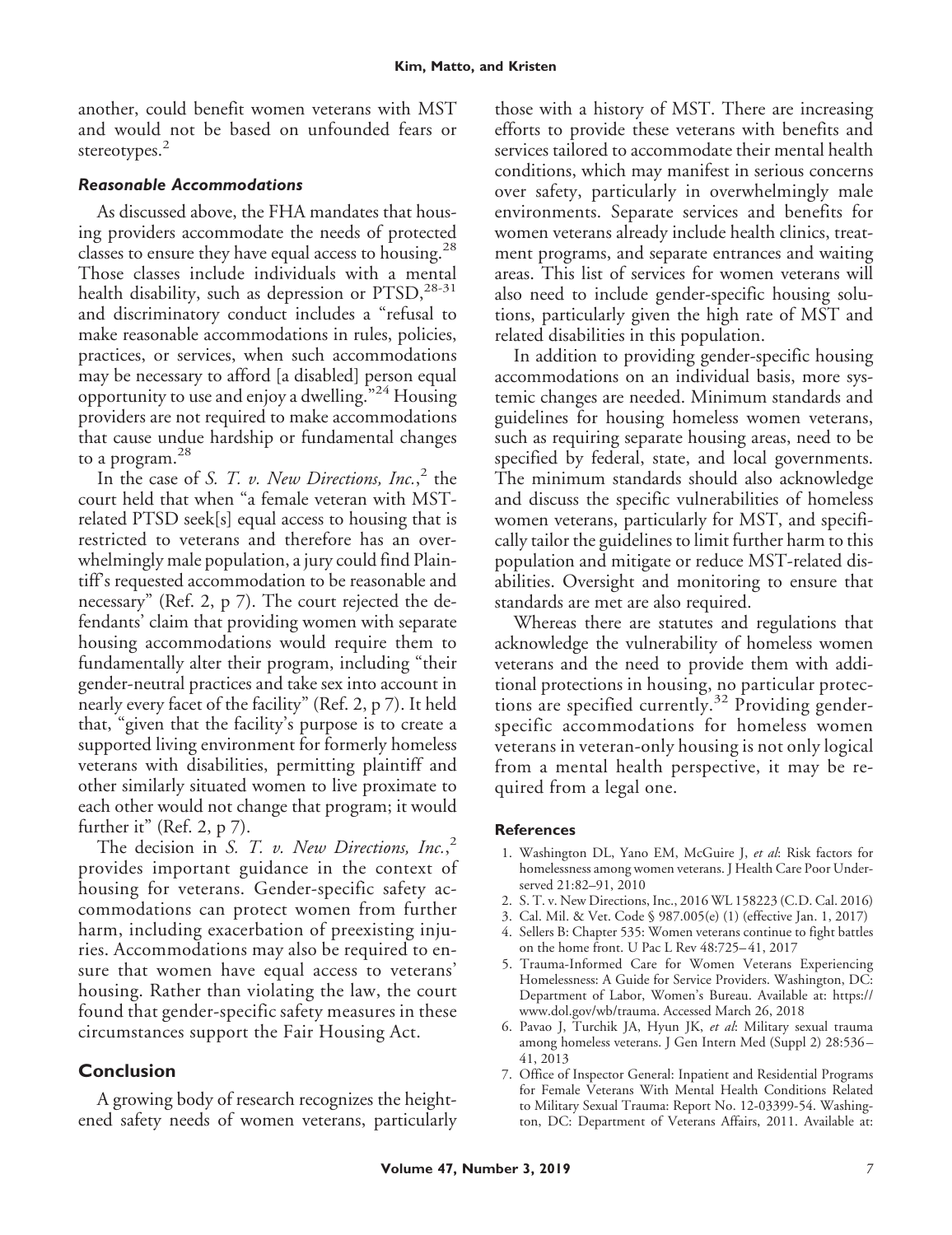another, could benefit women veterans with MST and would not be based on unfounded fears or stereotypes.[2]

### *Reasonable Accommodations*

As discussed above, the FHA mandates that housing providers accommodate the needs of protected classes to ensure they have equal access to housing.[28] Those classes include individuals with a mental health disability, such as depression or PTSD,[28-31] and discriminatory conduct includes a "refusal to make reasonable accommodations in rules, policies, practices, or services, when such accommodations may be necessary to afford [a disabled] person equal opportunity to use and enjoy a dwelling."[24] Housing providers are not required to make accommodations that cause undue hardship or fundamental changes to a program.[28]

In the case of *S. T. v. New Directions, Inc.*,[2] the court held that when "a female veteran with MST-related PTSD seek[s] equal access to housing that is restricted to veterans and therefore has an overwhelmingly male population, a jury could find Plaintiff's requested accommodation to be reasonable and necessary" (Ref. 2, p 7). The court rejected the defendants' claim that providing women with separate housing accommodations would require them to fundamentally alter their program, including "their gender-neutral practices and take sex into account in nearly every facet of the facility" (Ref. 2, p 7). It held that, "given that the facility's purpose is to create a supported living environment for formerly homeless veterans with disabilities, permitting plaintiff and other similarly situated women to live proximate to each other would not change that program; it would further it" (Ref. 2, p 7).

The decision in *S. T. v. New Directions, Inc.*,[2] provides important guidance in the context of housing for veterans. Gender-specific safety accommodations can protect women from further harm, including exacerbation of preexisting injuries. Accommodations may also be required to ensure that women have equal access to veterans' housing. Rather than violating the law, the court found that gender-specific safety measures in these circumstances support the Fair Housing Act.

## Conclusion

A growing body of research recognizes the heightened safety needs of women veterans, particularly those with a history of MST. There are increasing efforts to provide these veterans with benefits and services tailored to accommodate their mental health conditions, which may manifest in serious concerns over safety, particularly in overwhelmingly male environments. Separate services and benefits for women veterans already include health clinics, treatment programs, and separate entrances and waiting areas. This list of services for women veterans will also need to include gender-specific housing solutions, particularly given the high rate of MST and related disabilities in this population.

In addition to providing gender-specific housing accommodations on an individual basis, more systemic changes are needed. Minimum standards and guidelines for housing homeless women veterans, such as requiring separate housing areas, need to be specified by federal, state, and local governments. The minimum standards should also acknowledge and discuss the specific vulnerabilities of homeless women veterans, particularly for MST, and specifically tailor the guidelines to limit further harm to this population and mitigate or reduce MST-related disabilities. Oversight and monitoring to ensure that standards are met are also required.

Whereas there are statutes and regulations that acknowledge the vulnerability of homeless women veterans and the need to provide them with additional protections in housing, no particular protections are specified currently.[32] Providing gender-specific accommodations for homeless women veterans in veteran-only housing is not only logical from a mental health perspective, it may be required from a legal one.

#### References

1. Washington DL, Yano EM, McGuire J, *et al*: Risk factors for homelessness among women veterans. J Health Care Poor Underserved 21:82–91, 2010
2. S. T. v. New Directions, Inc., 2016 WL 158223 (C.D. Cal. 2016)
3. Cal. Mil. & Vet. Code § 987.005(e) (1) (effective Jan. 1, 2017)
4. Sellers B: Chapter 535: Women veterans continue to fight battles on the home front. U Pac L Rev 48:725–41, 2017
5. Trauma-Informed Care for Women Veterans Experiencing Homelessness: A Guide for Service Providers. Washington, DC: Department of Labor, Women's Bureau. Available at: https://www.dol.gov/wb/trauma. Accessed March 26, 2018
6. Pavao J, Turchik JA, Hyun JK, *et al*: Military sexual trauma among homeless veterans. J Gen Intern Med (Suppl 2) 28:536–41, 2013
7. Office of Inspector General: Inpatient and Residential Programs for Female Veterans With Mental Health Conditions Related to Military Sexual Trauma: Report No. 12-03399-54. Washington, DC: Department of Veterans Affairs, 2011. Available at: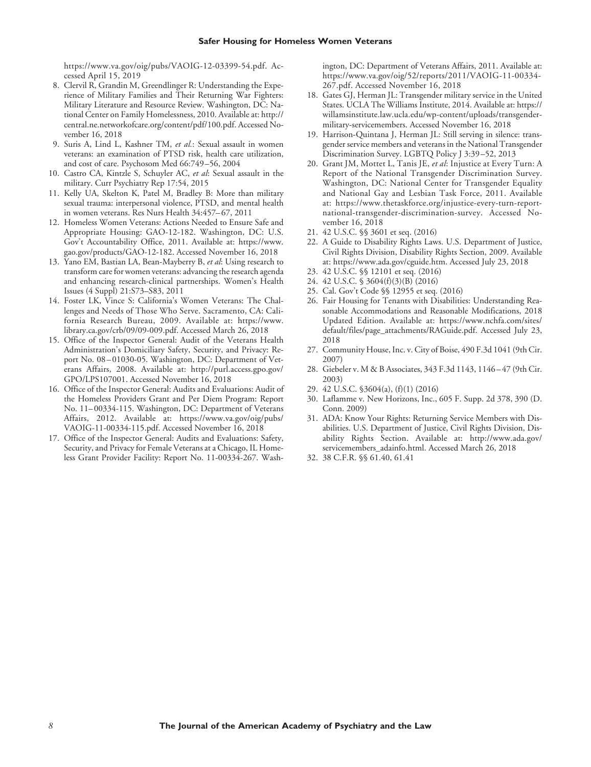https://www.va.gov/oig/pubs/VAOIG-12-03399-54.pdf. Accessed April 15, 2019

8. Clervil R, Grandin M, Greendlinger R: Understanding the Experience of Military Families and Their Returning War Fighters: Military Literature and Resource Review. Washington, DC: National Center on Family Homelessness, 2010. Available at: http://central.ne.networkofcare.org/content/pdf/100.pdf. Accessed November 16, 2018
9. Suris A, Lind L, Kashner TM, *et al.*: Sexual assault in women veterans: an examination of PTSD risk, health care utilization, and cost of care. Psychosom Med 66:749–56, 2004
10. Castro CA, Kintzle S, Schuyler AC, *et al*: Sexual assault in the military. Curr Psychiatry Rep 17:54, 2015
11. Kelly UA, Skelton K, Patel M, Bradley B: More than military sexual trauma: interpersonal violence, PTSD, and mental health in women veterans. Res Nurs Health 34:457–67, 2011
12. Homeless Women Veterans: Actions Needed to Ensure Safe and Appropriate Housing: GAO-12-182. Washington, DC: U.S. Gov't Accountability Office, 2011. Available at: https://www.gao.gov/products/GAO-12-182. Accessed November 16, 2018
13. Yano EM, Bastian LA, Bean-Mayberry B, *et al*: Using research to transform care for women veterans: advancing the research agenda and enhancing research-clinical partnerships. Women's Health Issues (4 Suppl) 21:S73–S83, 2011
14. Foster LK, Vince S: California's Women Veterans: The Challenges and Needs of Those Who Serve. Sacramento, CA: California Research Bureau, 2009. Available at: https://www.library.ca.gov/crb/09/09-009.pdf. Accessed March 26, 2018
15. Office of the Inspector General: Audit of the Veterans Health Administration's Domiciliary Safety, Security, and Privacy: Report No. 08–01030-05. Washington, DC: Department of Veterans Affairs, 2008. Available at: http://purl.access.gpo.gov/GPO/LPS107001. Accessed November 16, 2018
16. Office of the Inspector General: Audits and Evaluations: Audit of the Homeless Providers Grant and Per Diem Program: Report No. 11–00334-115. Washington, DC: Department of Veterans Affairs, 2012. Available at: https://www.va.gov/oig/pubs/VAOIG-11-00334-115.pdf. Accessed November 16, 2018
17. Office of the Inspector General: Audits and Evaluations: Safety, Security, and Privacy for Female Veterans at a Chicago, IL Homeless Grant Provider Facility: Report No. 11-00334-267. Washington, DC: Department of Veterans Affairs, 2011. Available at: https://www.va.gov/oig/52/reports/2011/VAOIG-11-00334-267.pdf. Accessed November 16, 2018
18. Gates GJ, Herman JL: Transgender military service in the United States. UCLA The Williams Institute, 2014. Available at: https://willamsinstitute.law.ucla.edu/wp-content/uploads/transgender-military-servicemembers. Accessed November 16, 2018
19. Harrison-Quintana J, Herman JL: Still serving in silence: transgender service members and veterans in the National Transgender Discrimination Survey. LGBTQ Policy J 3:39–52, 2013
20. Grant JM, Mottet L, Tanis JE, *et al*: Injustice at Every Turn: A Report of the National Transgender Discrimination Survey. Washington, DC: National Center for Transgender Equality and National Gay and Lesbian Task Force, 2011. Available at: https://www.thetaskforce.org/injustice-every-turn-report-national-transgender-discrimination-survey. Accessed November 16, 2018
21. 42 U.S.C. §§ 3601 et seq. (2016)
22. A Guide to Disability Rights Laws. U.S. Department of Justice, Civil Rights Division, Disability Rights Section, 2009. Available at: https://www.ada.gov/cguide.htm. Accessed July 23, 2018
23. 42 U.S.C. §§ 12101 et seq. (2016)
24. 42 U.S.C. § 3604(f)(3)(B) (2016)
25. Cal. Gov't Code §§ 12955 et seq. (2016)
26. Fair Housing for Tenants with Disabilities: Understanding Reasonable Accommodations and Reasonable Modifications, 2018 Updated Edition. Available at: https://www.nchfa.com/sites/default/files/page_attachments/RAGuide.pdf. Accessed July 23, 2018
27. Community House, Inc. v. City of Boise, 490 F.3d 1041 (9th Cir. 2007)
28. Giebeler v. M & B Associates, 343 F.3d 1143, 1146–47 (9th Cir. 2003)
29. 42 U.S.C. §3604(a), (f)(1) (2016)
30. Laflamme v. New Horizons, Inc., 605 F. Supp. 2d 378, 390 (D. Conn. 2009)
31. ADA: Know Your Rights: Returning Service Members with Disabilities. U.S. Department of Justice, Civil Rights Division, Disability Rights Section. Available at: http://www.ada.gov/servicemembers_adainfo.html. Accessed March 26, 2018
32. 38 C.F.R. §§ 61.40, 61.41